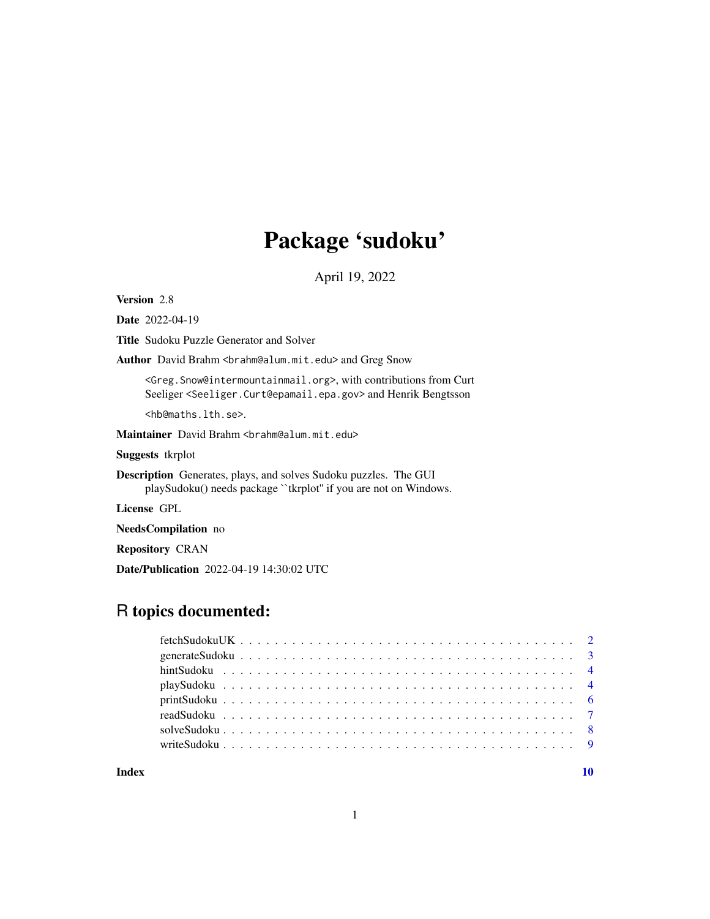# Package 'sudoku'

April 19, 2022

**Version** 2.8

**Date** 2022-04-19

**Title** Sudoku Puzzle Generator and Solver

**Author** David Brahm <brahm@alum.mit.edu> and Greg Snow <Greg.Snow@intermountainmail.org>, with contributions from Curt Seeliger <Seeliger.Curt@epamail.epa.gov> and Henrik Bengtsson <hb@maths.lth.se>.

**Maintainer** David Brahm <brahm@alum.mit.edu>

**Suggests** tkrplot

**Description** Generates, plays, and solves Sudoku puzzles. The GUI playSudoku() needs package ``tkrplot'' if you are not on Windows.

**License** GPL

**NeedsCompilation** no

**Repository** CRAN

**Date/Publication** 2022-04-19 14:30:02 UTC

## R topics documented:

- fetchSudokuUK . . . . . . . . . . . . . . . . . . . . . . . . . . . . . . . . . . . . 2
- generateSudoku . . . . . . . . . . . . . . . . . . . . . . . . . . . . . . . . . . . . 3
- hintSudoku . . . . . . . . . . . . . . . . . . . . . . . . . . . . . . . . . . . . . . 4
- playSudoku . . . . . . . . . . . . . . . . . . . . . . . . . . . . . . . . . . . . . . 4
- printSudoku . . . . . . . . . . . . . . . . . . . . . . . . . . . . . . . . . . . . . . 6
- readSudoku . . . . . . . . . . . . . . . . . . . . . . . . . . . . . . . . . . . . . . 7
- solveSudoku . . . . . . . . . . . . . . . . . . . . . . . . . . . . . . . . . . . . . . 8
- writeSudoku . . . . . . . . . . . . . . . . . . . . . . . . . . . . . . . . . . . . . . 9

**Index** 10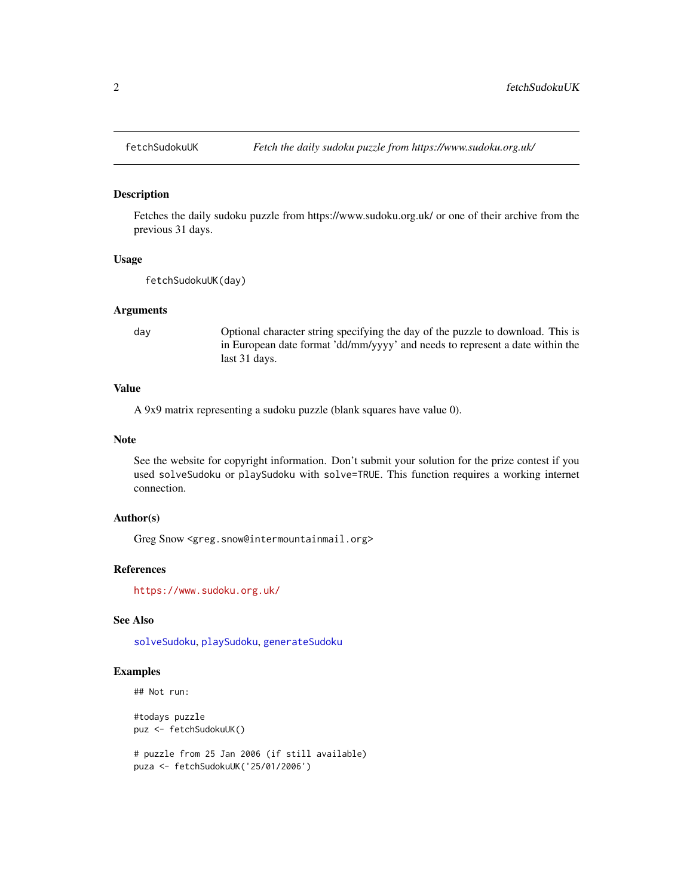fetchSudokuUK *Fetch the daily sudoku puzzle from https://www.sudoku.org.uk/*

## Description

Fetches the daily sudoku puzzle from https://www.sudoku.org.uk/ or one of their archive from the previous 31 days.

## Usage

```
fetchSudokuUK(day)
```

## Arguments

| | |
|---|---|
| day | Optional character string specifying the day of the puzzle to download. This is in European date format 'dd/mm/yyyy' and needs to represent a date within the last 31 days. |

## Value

A 9x9 matrix representing a sudoku puzzle (blank squares have value 0).

## Note

See the website for copyright information. Don't submit your solution for the prize contest if you used `solveSudoku` or `playSudoku` with `solve=TRUE`. This function requires a working internet connection.

## Author(s)

Greg Snow <greg.snow@intermountainmail.org>

## References

https://www.sudoku.org.uk/

## See Also

solveSudoku, playSudoku, generateSudoku

## Examples

```
## Not run:

#todays puzzle
puz <- fetchSudokuUK()

# puzzle from 25 Jan 2006 (if still available)
puza <- fetchSudokuUK('25/01/2006')
```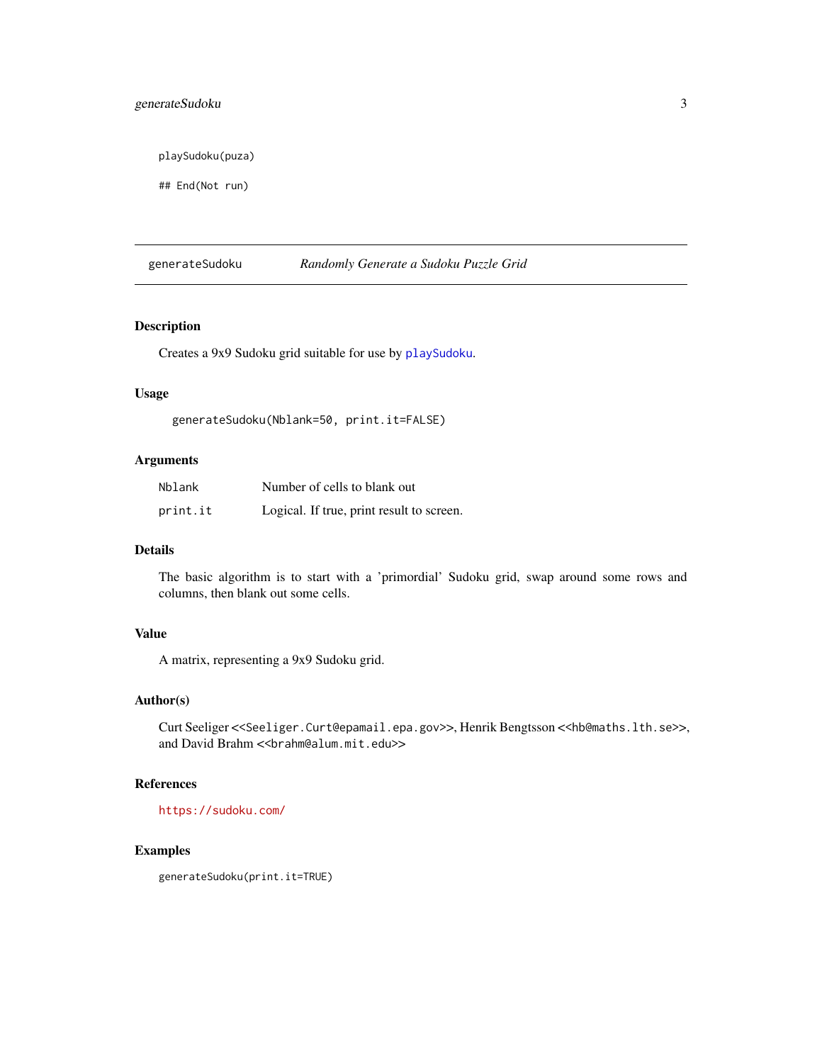```
playSudoku(puza)

## End(Not run)
```

## generateSudoku — *Randomly Generate a Sudoku Puzzle Grid*

### Description

Creates a 9x9 Sudoku grid suitable for use by `playSudoku`.

### Usage

```
generateSudoku(Nblank=50, print.it=FALSE)
```

### Arguments

| | |
|---|---|
| `Nblank` | Number of cells to blank out |
| `print.it` | Logical. If true, print result to screen. |

### Details

The basic algorithm is to start with a 'primordial' Sudoku grid, swap around some rows and columns, then blank out some cells.

### Value

A matrix, representing a 9x9 Sudoku grid.

### Author(s)

Curt Seeliger <<Seeliger.Curt@epamail.epa.gov>>, Henrik Bengtsson <<hb@maths.lth.se>>, and David Brahm <<brahm@alum.mit.edu>>

### References

https://sudoku.com/

### Examples

```
generateSudoku(print.it=TRUE)
```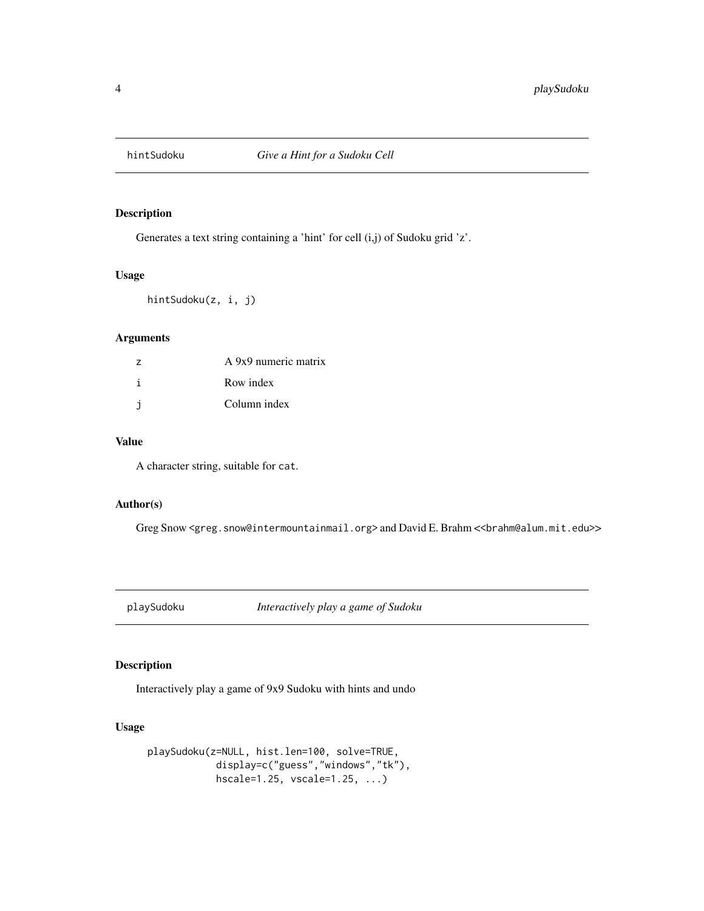## hintSudoku *Give a Hint for a Sudoku Cell*

### Description

Generates a text string containing a 'hint' for cell (i,j) of Sudoku grid 'z'.

### Usage

```
hintSudoku(z, i, j)
```

### Arguments

| | |
|---|---|
| z | A 9x9 numeric matrix |
| i | Row index |
| j | Column index |

### Value

A character string, suitable for `cat`.

### Author(s)

Greg Snow <greg.snow@intermountainmail.org> and David E. Brahm <<brahm@alum.mit.edu>>

## playSudoku *Interactively play a game of Sudoku*

### Description

Interactively play a game of 9x9 Sudoku with hints and undo

### Usage

```
playSudoku(z=NULL, hist.len=100, solve=TRUE,
           display=c("guess","windows","tk"),
           hscale=1.25, vscale=1.25, ...)
```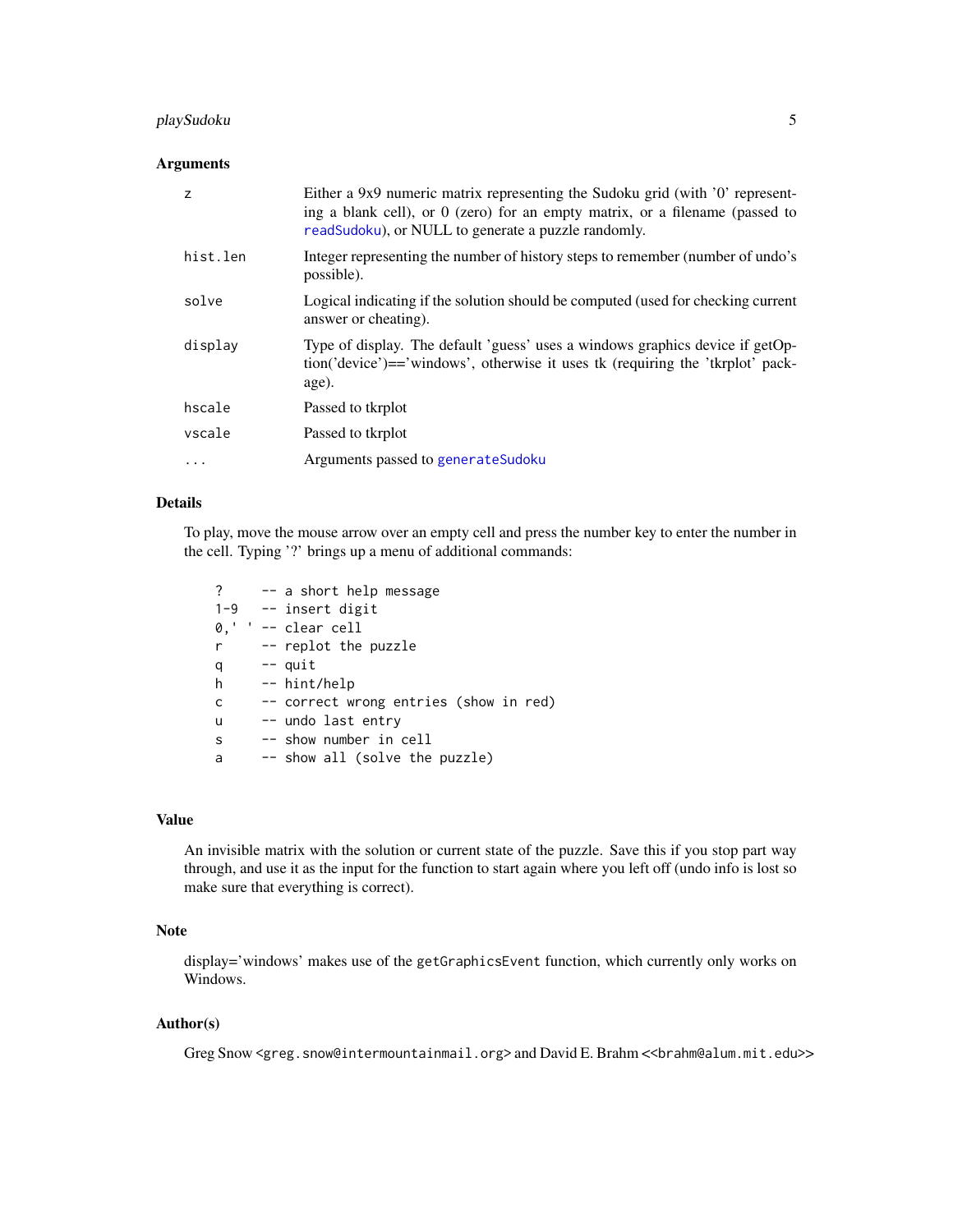### Arguments

| | |
|---|---|
| z | Either a 9x9 numeric matrix representing the Sudoku grid (with '0' representing a blank cell), or 0 (zero) for an empty matrix, or a filename (passed to readSudoku), or NULL to generate a puzzle randomly. |
| hist.len | Integer representing the number of history steps to remember (number of undo's possible). |
| solve | Logical indicating if the solution should be computed (used for checking current answer or cheating). |
| display | Type of display. The default 'guess' uses a windows graphics device if getOption('device')=='windows', otherwise it uses tk (requiring the 'tkrplot' package). |
| hscale | Passed to tkrplot |
| vscale | Passed to tkrplot |
| ... | Arguments passed to generateSudoku |

### Details

To play, move the mouse arrow over an empty cell and press the number key to enter the number in the cell. Typing '?' brings up a menu of additional commands:

```
?     -- a short help message
1-9   -- insert digit
0,' ' -- clear cell
r     -- replot the puzzle
q     -- quit
h     -- hint/help
c     -- correct wrong entries (show in red)
u     -- undo last entry
s     -- show number in cell
a     -- show all (solve the puzzle)
```

### Value

An invisible matrix with the solution or current state of the puzzle. Save this if you stop part way through, and use it as the input for the function to start again where you left off (undo info is lost so make sure that everything is correct).

### Note

display='windows' makes use of the getGraphicsEvent function, which currently only works on Windows.

### Author(s)

Greg Snow <greg.snow@intermountainmail.org> and David E. Brahm <<brahm@alum.mit.edu>>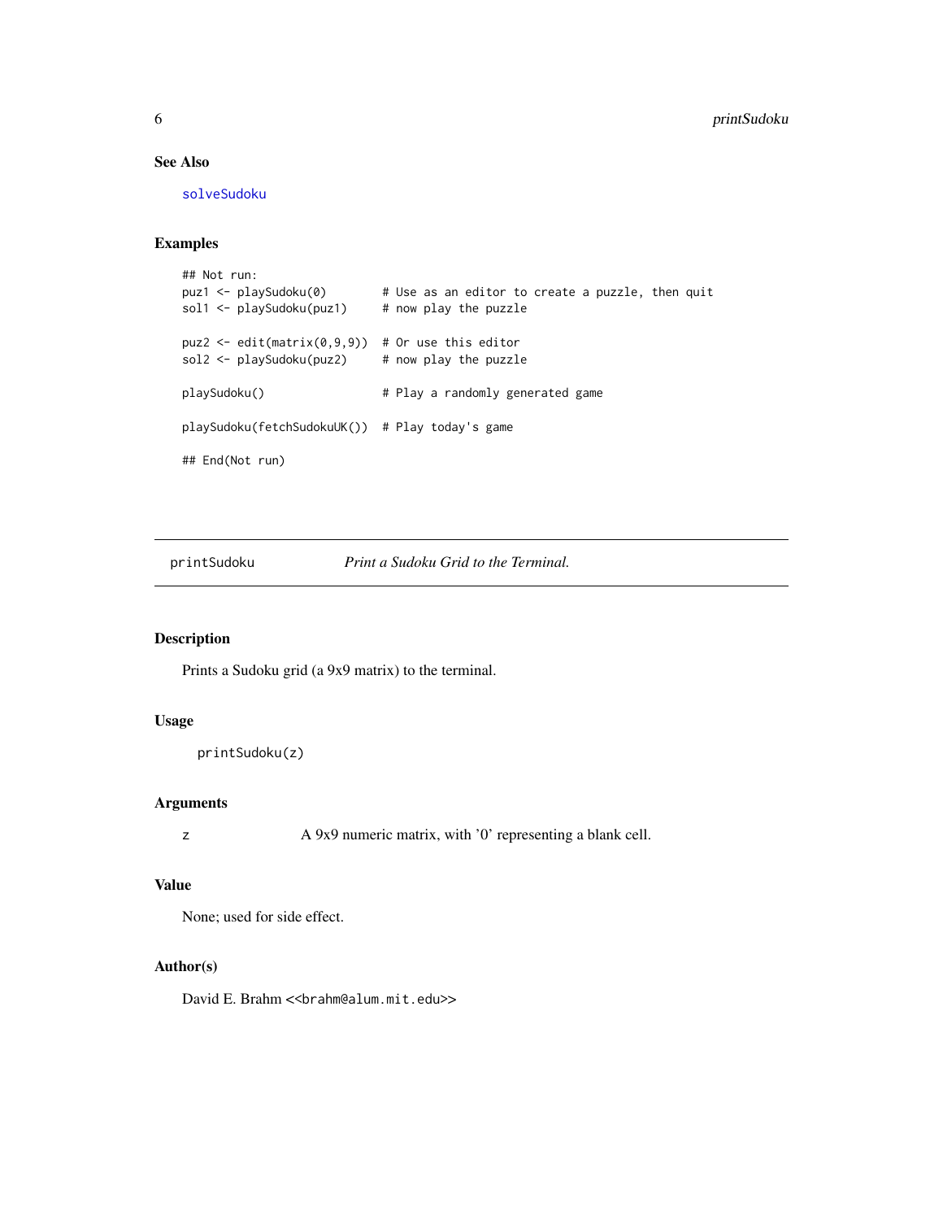### See Also

solveSudoku

### Examples

```
## Not run:
puz1 <- playSudoku(0)        # Use as an editor to create a puzzle, then quit
sol1 <- playSudoku(puz1)     # now play the puzzle

puz2 <- edit(matrix(0,9,9))  # Or use this editor
sol2 <- playSudoku(puz2)     # now play the puzzle

playSudoku()                 # Play a randomly generated game

playSudoku(fetchSudokuUK())  # Play today's game

## End(Not run)
```

---

## printSudoku — *Print a Sudoku Grid to the Terminal.*

---

### Description

Prints a Sudoku grid (a 9x9 matrix) to the terminal.

### Usage

```
printSudoku(z)
```

### Arguments

| | |
|---|---|
| z | A 9x9 numeric matrix, with '0' representing a blank cell. |

### Value

None; used for side effect.

### Author(s)

David E. Brahm <<brahm@alum.mit.edu>>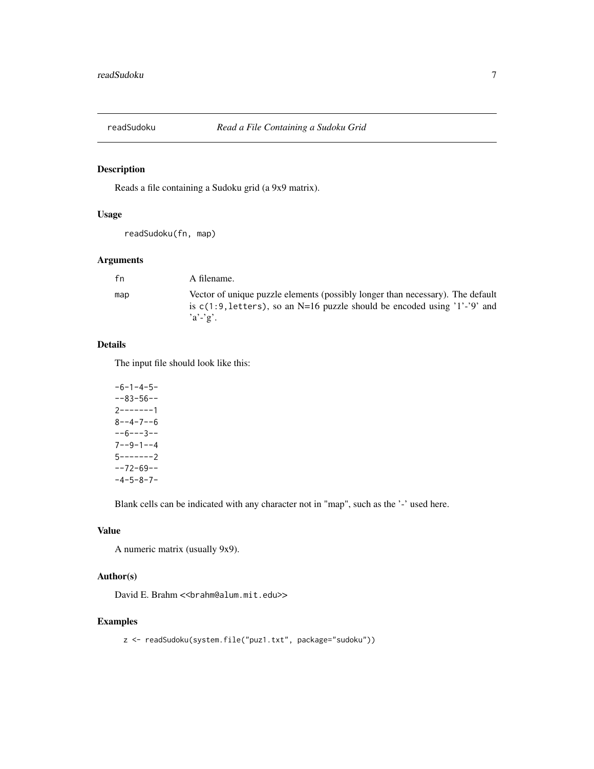## readSudoku — *Read a File Containing a Sudoku Grid*

### Description

Reads a file containing a Sudoku grid (a 9x9 matrix).

### Usage

```
readSudoku(fn, map)
```

### Arguments

| | |
|---|---|
| fn | A filename. |
| map | Vector of unique puzzle elements (possibly longer than necessary). The default is `c(1:9,letters)`, so an N=16 puzzle should be encoded using '1'-'9' and 'a'-'g'. |

### Details

The input file should look like this:

```
-6-1-4-5-
--83-56--
2-------1
8--4-7--6
--6---3--
7--9-1--4
5-------2
--72-69--
-4-5-8-7-
```

Blank cells can be indicated with any character not in "map", such as the '-' used here.

### Value

A numeric matrix (usually 9x9).

### Author(s)

David E. Brahm <<brahm@alum.mit.edu>>

### Examples

```
z <- readSudoku(system.file("puz1.txt", package="sudoku"))
```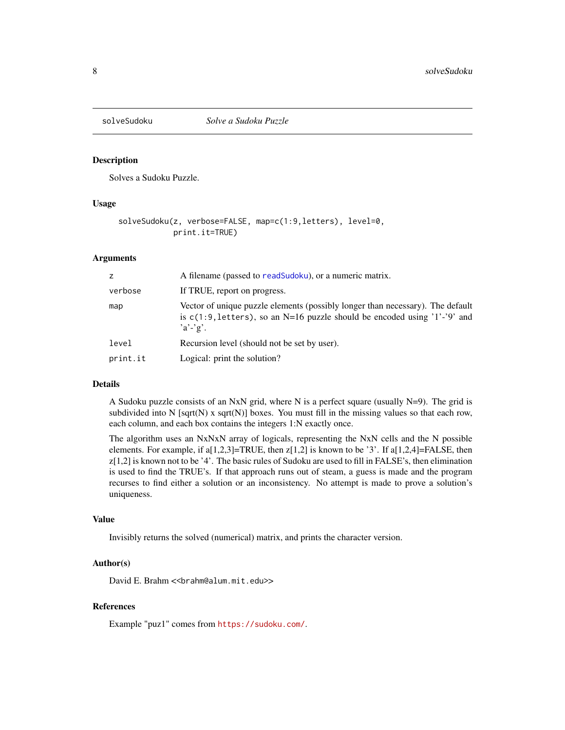# solveSudoku — *Solve a Sudoku Puzzle*

## Description

Solves a Sudoku Puzzle.

## Usage

```
solveSudoku(z, verbose=FALSE, map=c(1:9,letters), level=0,
            print.it=TRUE)
```

## Arguments

| | |
|---|---|
| z | A filename (passed to readSudoku), or a numeric matrix. |
| verbose | If TRUE, report on progress. |
| map | Vector of unique puzzle elements (possibly longer than necessary). The default is `c(1:9,letters)`, so an N=16 puzzle should be encoded using '1'-'9' and 'a'-'g'. |
| level | Recursion level (should not be set by user). |
| print.it | Logical: print the solution? |

## Details

A Sudoku puzzle consists of an NxN grid, where N is a perfect square (usually N=9). The grid is subdivided into N [sqrt(N) x sqrt(N)] boxes. You must fill in the missing values so that each row, each column, and each box contains the integers 1:N exactly once.

The algorithm uses an NxNxN array of logicals, representing the NxN cells and the N possible elements. For example, if a[1,2,3]=TRUE, then z[1,2] is known to be '3'. If a[1,2,4]=FALSE, then z[1,2] is known not to be '4'. The basic rules of Sudoku are used to fill in FALSE's, then elimination is used to find the TRUE's. If that approach runs out of steam, a guess is made and the program recurses to find either a solution or an inconsistency. No attempt is made to prove a solution's uniqueness.

## Value

Invisibly returns the solved (numerical) matrix, and prints the character version.

## Author(s)

David E. Brahm <<brahm@alum.mit.edu>>

## References

Example "puz1" comes from https://sudoku.com/.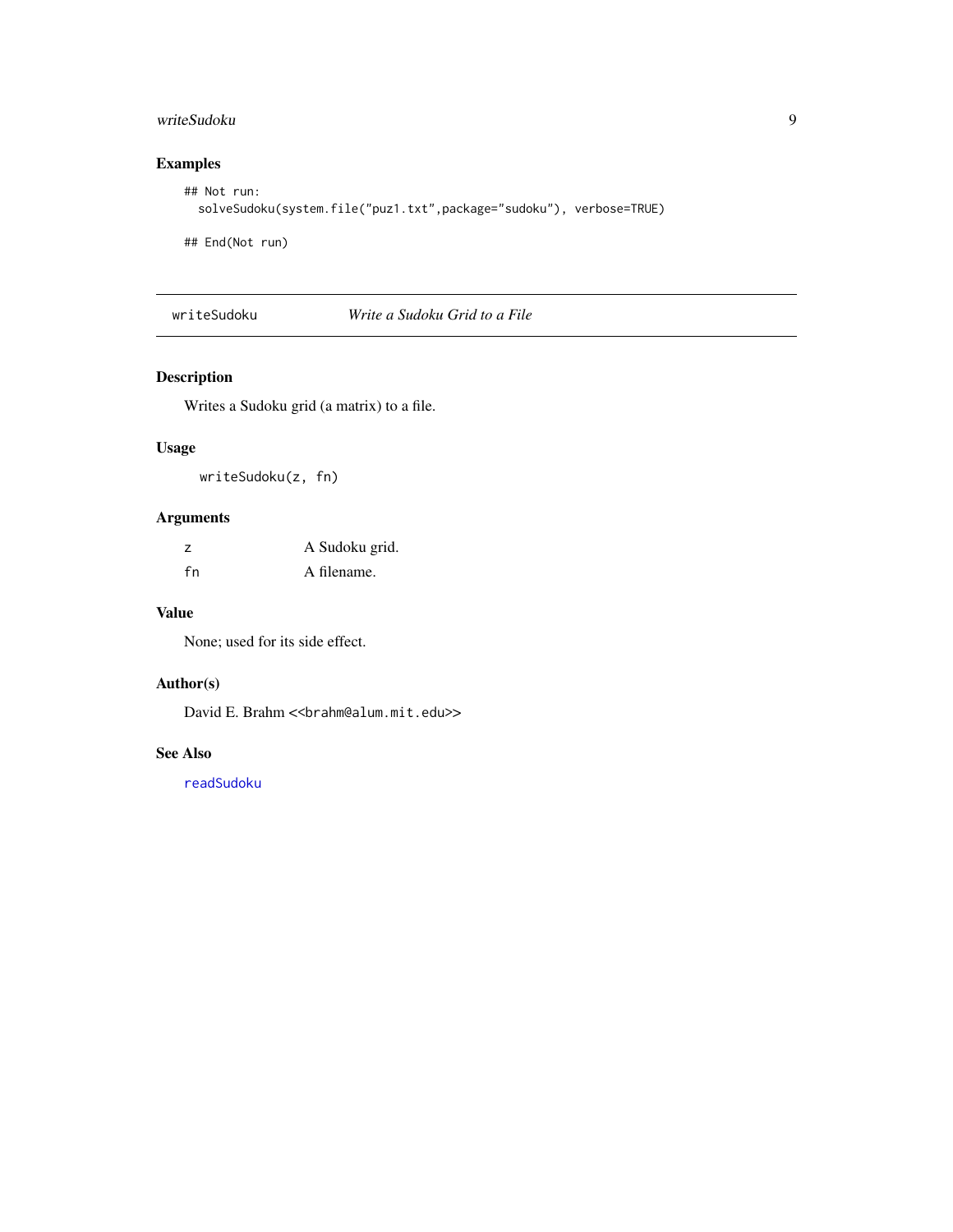## Examples

```
## Not run:
  solveSudoku(system.file("puz1.txt",package="sudoku"), verbose=TRUE)

## End(Not run)
```

---

# writeSudoku — *Write a Sudoku Grid to a File*

---

## Description

Writes a Sudoku grid (a matrix) to a file.

## Usage

```
writeSudoku(z, fn)
```

## Arguments

| | |
|---|---|
| `z` | A Sudoku grid. |
| `fn` | A filename. |

## Value

None; used for its side effect.

## Author(s)

David E. Brahm <<brahm@alum.mit.edu>>

## See Also

`readSudoku`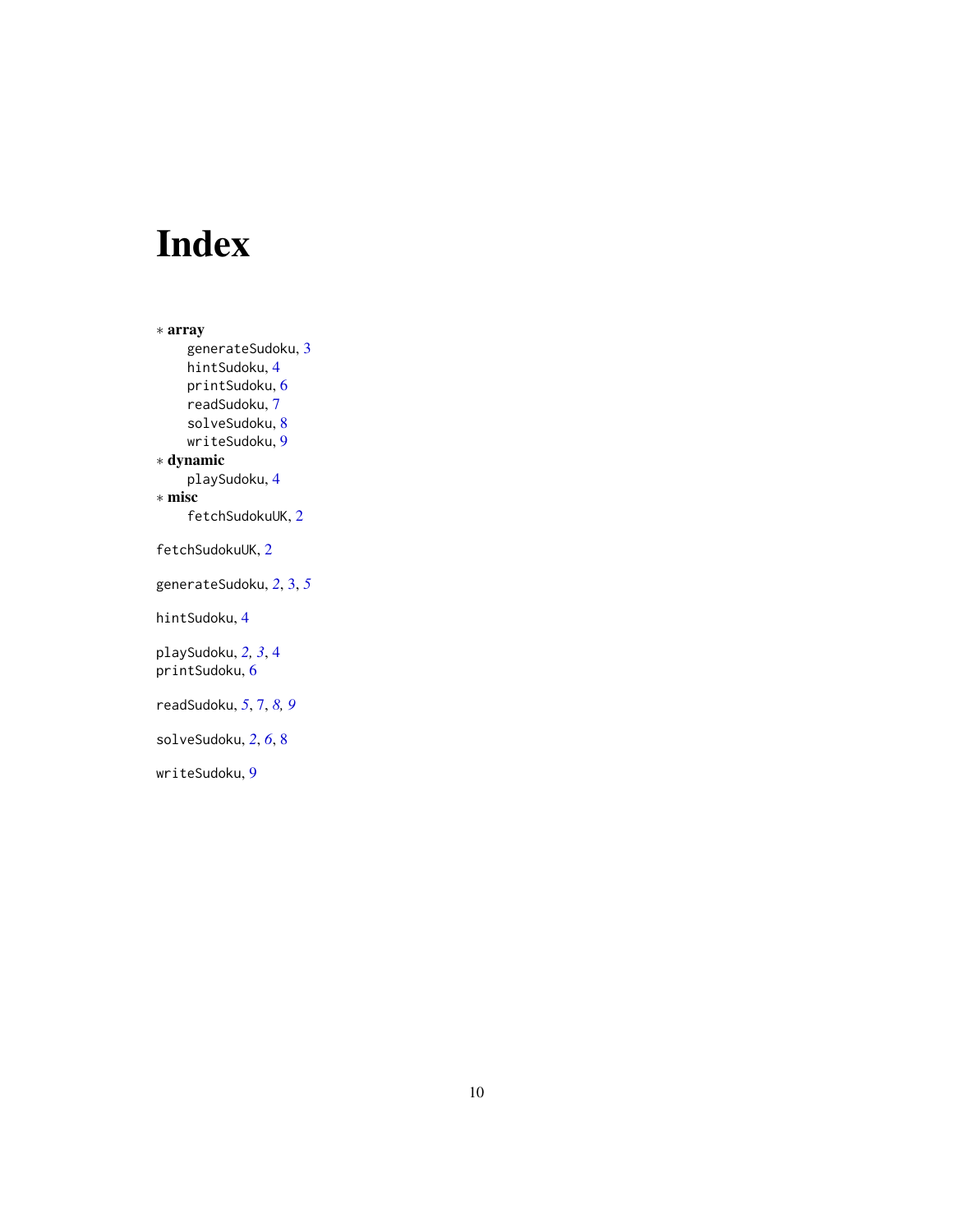# Index

∗ **array**
  generateSudoku, 3
  hintSudoku, 4
  printSudoku, 6
  readSudoku, 7
  solveSudoku, 8
  writeSudoku, 9

∗ **dynamic**
  playSudoku, 4

∗ **misc**
  fetchSudokuUK, 2

fetchSudokuUK, 2

generateSudoku, *2*, 3, *5*

hintSudoku, 4

playSudoku, *2, 3*, 4
printSudoku, 6

readSudoku, *5*, 7, *8, 9*

solveSudoku, *2*, *6*, 8

writeSudoku, 9